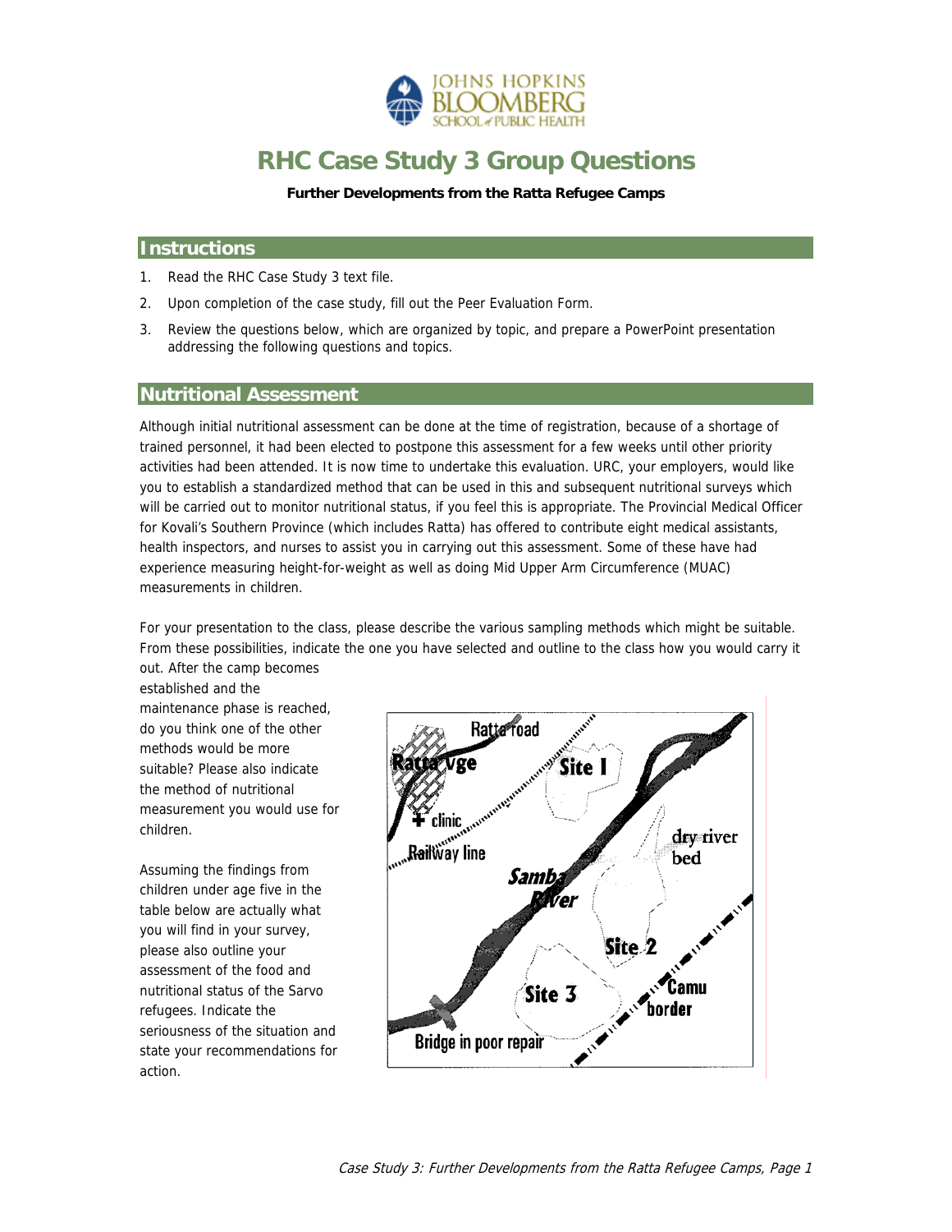# RHC Case Study 3 Group Questions

**Further Developments from the Ratta Refugee Camps**

## Instructions

1. Read the RHC Case Study 3 text file.
2. Upon completion of the case study, fill out the Peer Evaluation Form.
3. Review the questions below, which are organized by topic, and prepare a PowerPoint presentation addressing the following questions and topics.

## Nutritional Assessment

Although initial nutritional assessment can be done at the time of registration, because of a shortage of trained personnel, it had been elected to postpone this assessment for a few weeks until other priority activities had been attended. It is now time to undertake this evaluation. URC, your employers, would like you to establish a standardized method that can be used in this and subsequent nutritional surveys which will be carried out to monitor nutritional status, if you feel this is appropriate. The Provincial Medical Officer for Kovali's Southern Province (which includes Ratta) has offered to contribute eight medical assistants, health inspectors, and nurses to assist you in carrying out this assessment. Some of these have had experience measuring height-for-weight as well as doing Mid Upper Arm Circumference (MUAC) measurements in children.

For your presentation to the class, please describe the various sampling methods which might be suitable. From these possibilities, indicate the one you have selected and outline to the class how you would carry it out. After the camp becomes established and the maintenance phase is reached, do you think one of the other methods would be more suitable? Please also indicate the method of nutritional measurement you would use for children.

Assuming the findings from children under age five in the table below are actually what you will find in your survey, please also outline your assessment of the food and nutritional status of the Sarvo refugees. Indicate the seriousness of the situation and state your recommendations for action.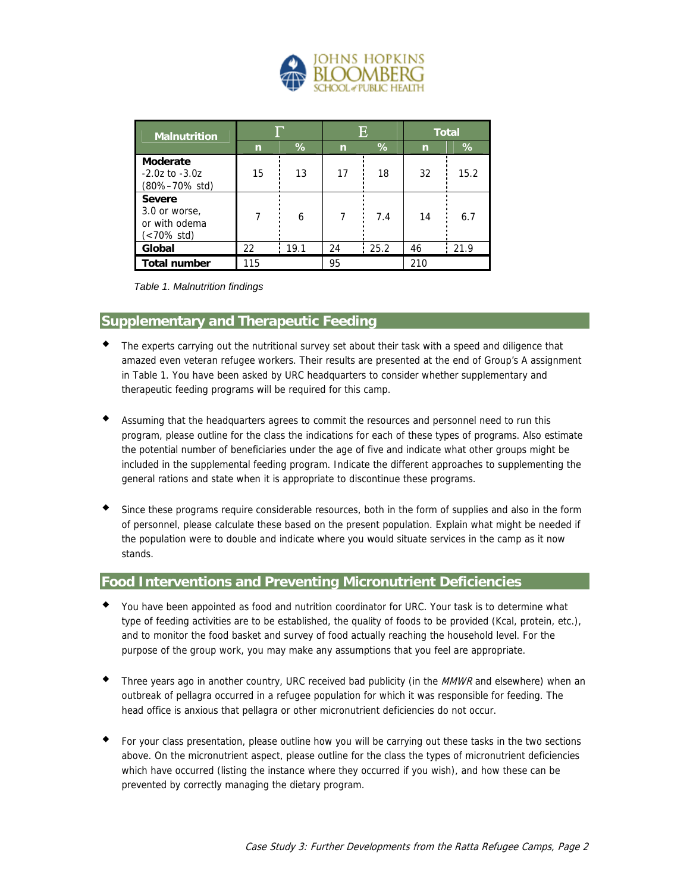| Malnutrition | Γ | | Ε | | Total | |
|---|---|---|---|---|---|---|
| | n | % | n | % | n | % |
| **Moderate** -2.0z to -3.0z (80%–70% std) | 15 | 13 | 17 | 18 | 32 | 15.2 |
| **Severe** 3.0 or worse, or with odema (<70% std) | 7 | 6 | 7 | 7.4 | 14 | 6.7 |
| **Global** | 22 | 19.1 | 24 | 25.2 | 46 | 21.9 |
| **Total number** | 115 | | 95 | | 210 | |

*Table 1. Malnutrition findings*

## Supplementary and Therapeutic Feeding

- The experts carrying out the nutritional survey set about their task with a speed and diligence that amazed even veteran refugee workers. Their results are presented at the end of Group's A assignment in Table 1. You have been asked by URC headquarters to consider whether supplementary and therapeutic feeding programs will be required for this camp.

- Assuming that the headquarters agrees to commit the resources and personnel need to run this program, please outline for the class the indications for each of these types of programs. Also estimate the potential number of beneficiaries under the age of five and indicate what other groups might be included in the supplemental feeding program. Indicate the different approaches to supplementing the general rations and state when it is appropriate to discontinue these programs.

- Since these programs require considerable resources, both in the form of supplies and also in the form of personnel, please calculate these based on the present population. Explain what might be needed if the population were to double and indicate where you would situate services in the camp as it now stands.

## Food Interventions and Preventing Micronutrient Deficiencies

- You have been appointed as food and nutrition coordinator for URC. Your task is to determine what type of feeding activities are to be established, the quality of foods to be provided (Kcal, protein, etc.), and to monitor the food basket and survey of food actually reaching the household level. For the purpose of the group work, you may make any assumptions that you feel are appropriate.

- Three years ago in another country, URC received bad publicity (in the *MMWR* and elsewhere) when an outbreak of pellagra occurred in a refugee population for which it was responsible for feeding. The head office is anxious that pellagra or other micronutrient deficiencies do not occur.

- For your class presentation, please outline how you will be carrying out these tasks in the two sections above. On the micronutrient aspect, please outline for the class the types of micronutrient deficiencies which have occurred (listing the instance where they occurred if you wish), and how these can be prevented by correctly managing the dietary program.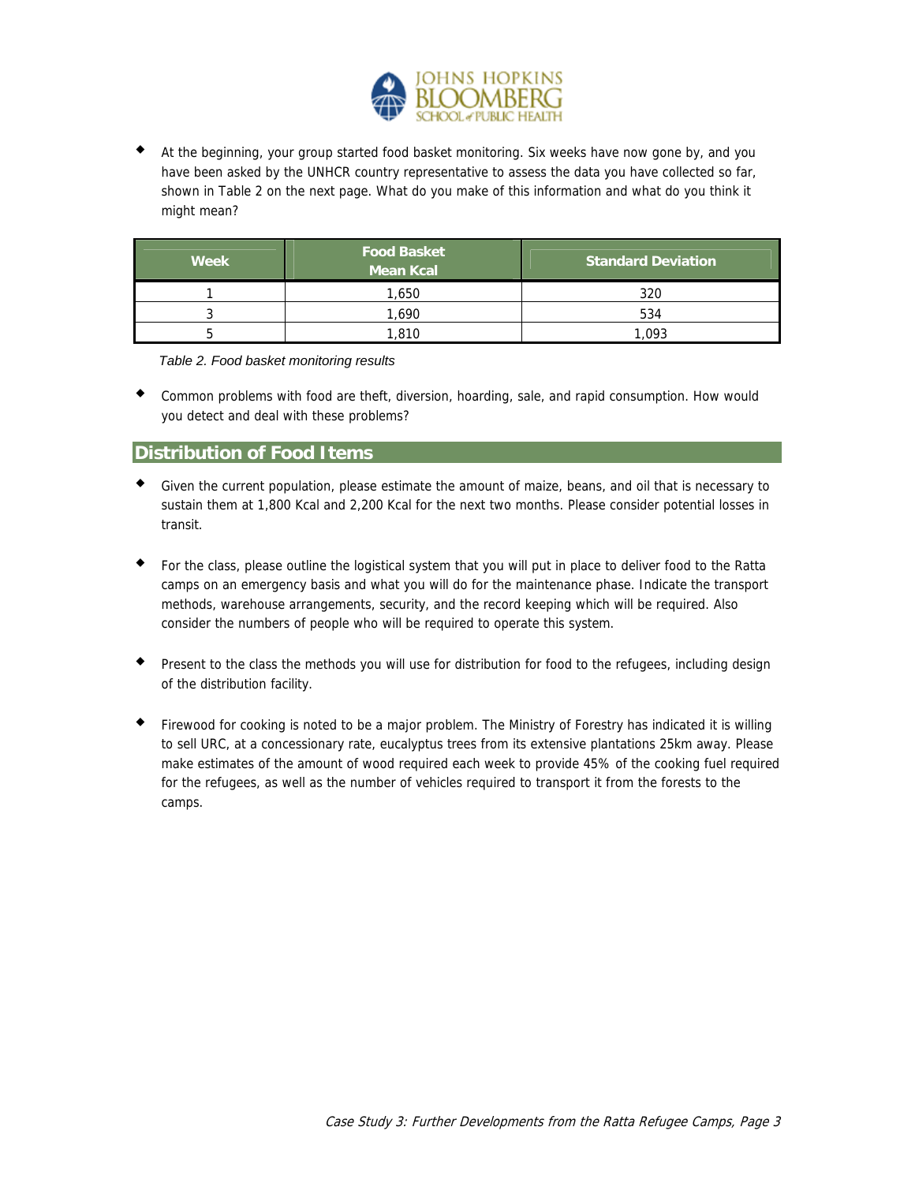- At the beginning, your group started food basket monitoring. Six weeks have now gone by, and you have been asked by the UNHCR country representative to assess the data you have collected so far, shown in Table 2 on the next page. What do you make of this information and what do you think it might mean?

| Week | Food Basket Mean Kcal | Standard Deviation |
|---|---|---|
| 1 | 1,650 | 320 |
| 3 | 1,690 | 534 |
| 5 | 1,810 | 1,093 |

*Table 2. Food basket monitoring results*

- Common problems with food are theft, diversion, hoarding, sale, and rapid consumption. How would you detect and deal with these problems?

## Distribution of Food Items

- Given the current population, please estimate the amount of maize, beans, and oil that is necessary to sustain them at 1,800 Kcal and 2,200 Kcal for the next two months. Please consider potential losses in transit.

- For the class, please outline the logistical system that you will put in place to deliver food to the Ratta camps on an emergency basis and what you will do for the maintenance phase. Indicate the transport methods, warehouse arrangements, security, and the record keeping which will be required. Also consider the numbers of people who will be required to operate this system.

- Present to the class the methods you will use for distribution for food to the refugees, including design of the distribution facility.

- Firewood for cooking is noted to be a major problem. The Ministry of Forestry has indicated it is willing to sell URC, at a concessionary rate, eucalyptus trees from its extensive plantations 25km away. Please make estimates of the amount of wood required each week to provide 45% of the cooking fuel required for the refugees, as well as the number of vehicles required to transport it from the forests to the camps.